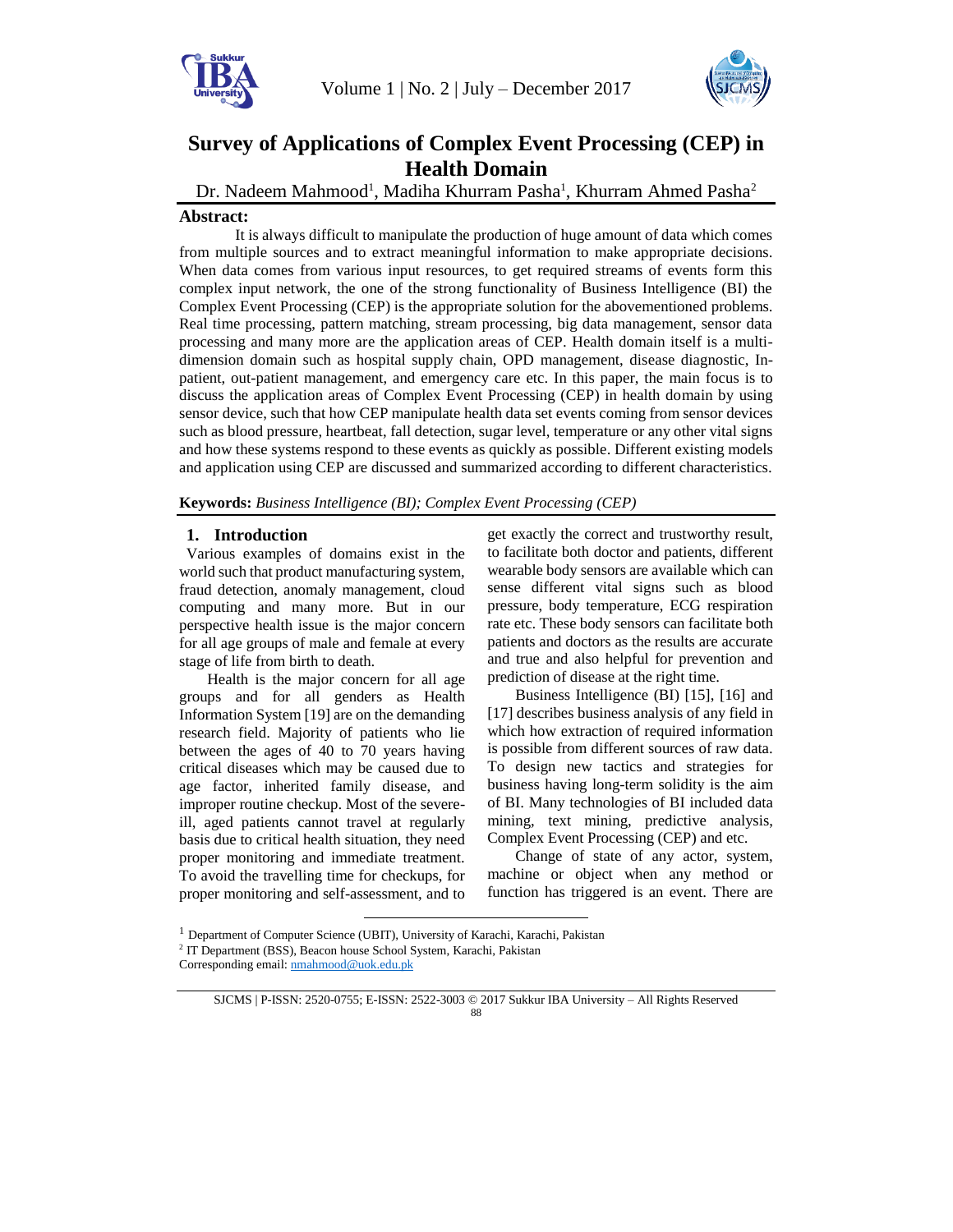# Survey of Applications of Complex Event Processing (CEP) in Health Domain

Dr. Nadeem Mahmood[1], Madiha Khurram Pasha[1], Khurram Ahmed Pasha[2]

**Abstract:**

It is always difficult to manipulate the production of huge amount of data which comes from multiple sources and to extract meaningful information to make appropriate decisions. When data comes from various input resources, to get required streams of events form this complex input network, the one of the strong functionality of Business Intelligence (BI) the Complex Event Processing (CEP) is the appropriate solution for the abovementioned problems. Real time processing, pattern matching, stream processing, big data management, sensor data processing and many more are the application areas of CEP. Health domain itself is a multi-dimension domain such as hospital supply chain, OPD management, disease diagnostic, In-patient, out-patient management, and emergency care etc. In this paper, the main focus is to discuss the application areas of Complex Event Processing (CEP) in health domain by using sensor device, such that how CEP manipulate health data set events coming from sensor devices such as blood pressure, heartbeat, fall detection, sugar level, temperature or any other vital signs and how these systems respond to these events as quickly as possible. Different existing models and application using CEP are discussed and summarized according to different characteristics.

**Keywords:** *Business Intelligence (BI); Complex Event Processing (CEP)*

## 1. Introduction

Various examples of domains exist in the world such that product manufacturing system, fraud detection, anomaly management, cloud computing and many more. But in our perspective health issue is the major concern for all age groups of male and female at every stage of life from birth to death.

Health is the major concern for all age groups and for all genders as Health Information System [19] are on the demanding research field. Majority of patients who lie between the ages of 40 to 70 years having critical diseases which may be caused due to age factor, inherited family disease, and improper routine checkup. Most of the severe-ill, aged patients cannot travel at regularly basis due to critical health situation, they need proper monitoring and immediate treatment. To avoid the travelling time for checkups, for proper monitoring and self-assessment, and to get exactly the correct and trustworthy result, to facilitate both doctor and patients, different wearable body sensors are available which can sense different vital signs such as blood pressure, body temperature, ECG respiration rate etc. These body sensors can facilitate both patients and doctors as the results are accurate and true and also helpful for prevention and prediction of disease at the right time.

Business Intelligence (BI) [15], [16] and [17] describes business analysis of any field in which how extraction of required information is possible from different sources of raw data. To design new tactics and strategies for business having long-term solidity is the aim of BI. Many technologies of BI included data mining, text mining, predictive analysis, Complex Event Processing (CEP) and etc.

Change of state of any actor, system, machine or object when any method or function has triggered is an event. There are

[1] Department of Computer Science (UBIT), University of Karachi, Karachi, Pakistan

[2] IT Department (BSS), Beacon house School System, Karachi, Pakistan

Corresponding email: nmahmood@uok.edu.pk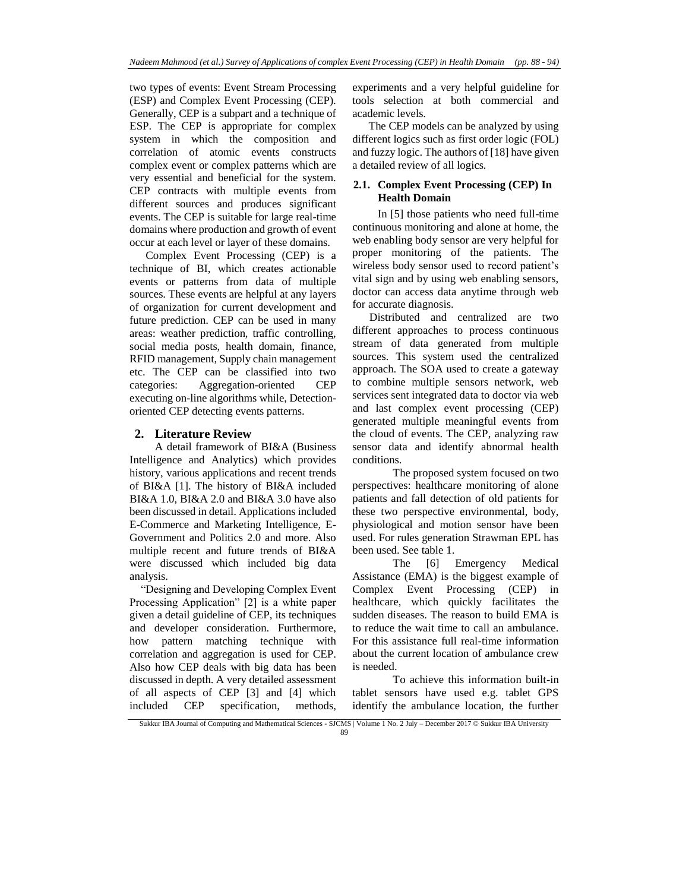two types of events: Event Stream Processing (ESP) and Complex Event Processing (CEP). Generally, CEP is a subpart and a technique of ESP. The CEP is appropriate for complex system in which the composition and correlation of atomic events constructs complex event or complex patterns which are very essential and beneficial for the system. CEP contracts with multiple events from different sources and produces significant events. The CEP is suitable for large real-time domains where production and growth of event occur at each level or layer of these domains.

Complex Event Processing (CEP) is a technique of BI, which creates actionable events or patterns from data of multiple sources. These events are helpful at any layers of organization for current development and future prediction. CEP can be used in many areas: weather prediction, traffic controlling, social media posts, health domain, finance, RFID management, Supply chain management etc. The CEP can be classified into two categories: Aggregation-oriented CEP executing on-line algorithms while, Detection-oriented CEP detecting events patterns.

## 2. Literature Review

A detail framework of BI&A (Business Intelligence and Analytics) which provides history, various applications and recent trends of BI&A [1]. The history of BI&A included BI&A 1.0, BI&A 2.0 and BI&A 3.0 have also been discussed in detail. Applications included E-Commerce and Marketing Intelligence, E-Government and Politics 2.0 and more. Also multiple recent and future trends of BI&A were discussed which included big data analysis.

"Designing and Developing Complex Event Processing Application" [2] is a white paper given a detail guideline of CEP, its techniques and developer consideration. Furthermore, how pattern matching technique with correlation and aggregation is used for CEP. Also how CEP deals with big data has been discussed in depth. A very detailed assessment of all aspects of CEP [3] and [4] which included CEP specification, methods, experiments and a very helpful guideline for tools selection at both commercial and academic levels.

The CEP models can be analyzed by using different logics such as first order logic (FOL) and fuzzy logic. The authors of [18] have given a detailed review of all logics.

### 2.1. Complex Event Processing (CEP) In Health Domain

In [5] those patients who need full-time continuous monitoring and alone at home, the web enabling body sensor are very helpful for proper monitoring of the patients. The wireless body sensor used to record patient's vital sign and by using web enabling sensors, doctor can access data anytime through web for accurate diagnosis.

Distributed and centralized are two different approaches to process continuous stream of data generated from multiple sources. This system used the centralized approach. The SOA used to create a gateway to combine multiple sensors network, web services sent integrated data to doctor via web and last complex event processing (CEP) generated multiple meaningful events from the cloud of events. The CEP, analyzing raw sensor data and identify abnormal health conditions.

The proposed system focused on two perspectives: healthcare monitoring of alone patients and fall detection of old patients for these two perspective environmental, body, physiological and motion sensor have been used. For rules generation Strawman EPL has been used. See table 1.

The [6] Emergency Medical Assistance (EMA) is the biggest example of Complex Event Processing (CEP) in healthcare, which quickly facilitates the sudden diseases. The reason to build EMA is to reduce the wait time to call an ambulance. For this assistance full real-time information about the current location of ambulance crew is needed.

To achieve this information built-in tablet sensors have used e.g. tablet GPS identify the ambulance location, the further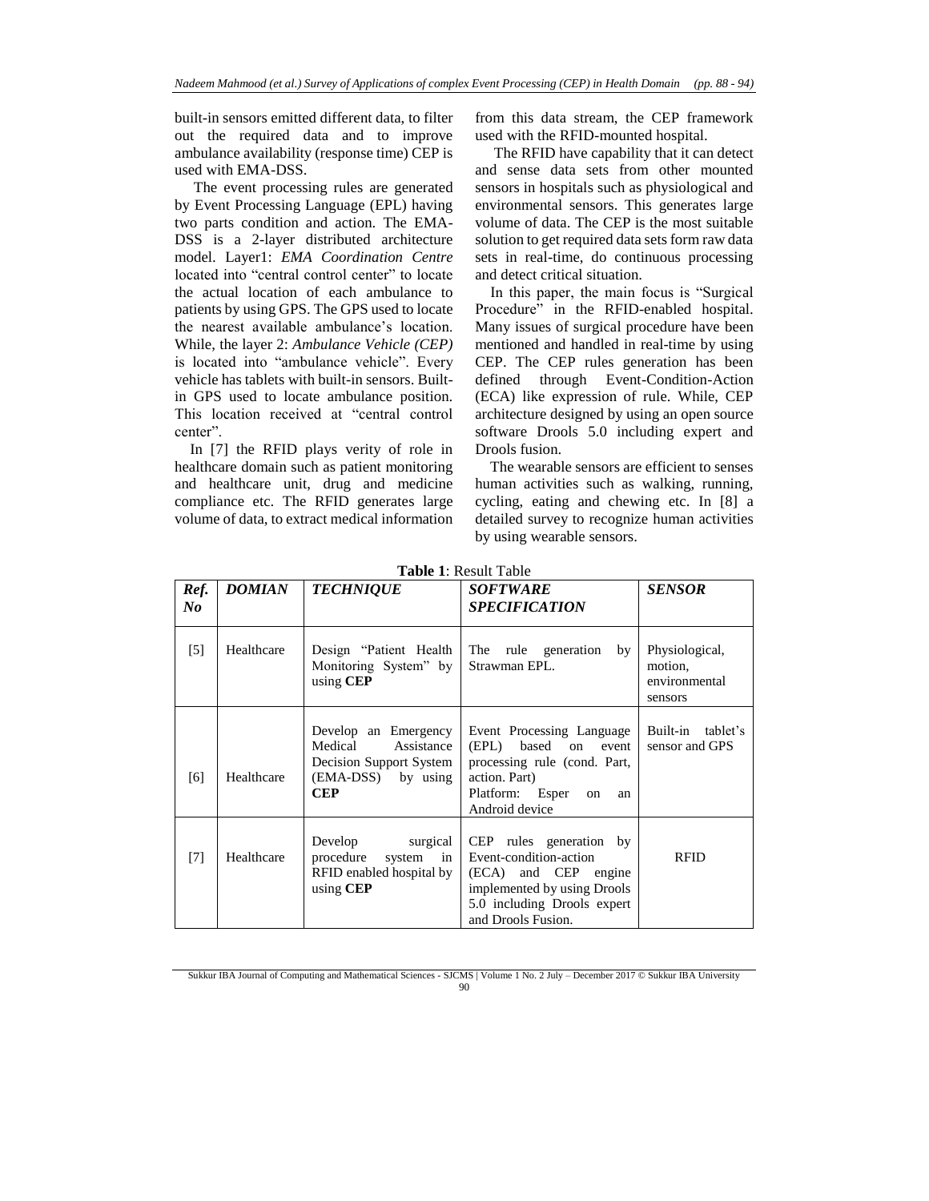built-in sensors emitted different data, to filter out the required data and to improve ambulance availability (response time) CEP is used with EMA-DSS.

The event processing rules are generated by Event Processing Language (EPL) having two parts condition and action. The EMA-DSS is a 2-layer distributed architecture model. Layer1: *EMA Coordination Centre* located into "central control center" to locate the actual location of each ambulance to patients by using GPS. The GPS used to locate the nearest available ambulance's location. While, the layer 2: *Ambulance Vehicle (CEP)* is located into "ambulance vehicle". Every vehicle has tablets with built-in sensors. Built-in GPS used to locate ambulance position. This location received at "central control center".

In [7] the RFID plays verity of role in healthcare domain such as patient monitoring and healthcare unit, drug and medicine compliance etc. The RFID generates large volume of data, to extract medical information from this data stream, the CEP framework used with the RFID-mounted hospital.

The RFID have capability that it can detect and sense data sets from other mounted sensors in hospitals such as physiological and environmental sensors. This generates large volume of data. The CEP is the most suitable solution to get required data sets form raw data sets in real-time, do continuous processing and detect critical situation.

In this paper, the main focus is "Surgical Procedure" in the RFID-enabled hospital. Many issues of surgical procedure have been mentioned and handled in real-time by using CEP. The CEP rules generation has been defined through Event-Condition-Action (ECA) like expression of rule. While, CEP architecture designed by using an open source software Drools 5.0 including expert and Drools fusion.

The wearable sensors are efficient to senses human activities such as walking, running, cycling, eating and chewing etc. In [8] a detailed survey to recognize human activities by using wearable sensors.

**Table 1**: Result Table

| *Ref. No* | *DOMIAN* | *TECHNIQUE* | *SOFTWARE SPECIFICATION* | *SENSOR* |
|---|---|---|---|---|
| [5] | Healthcare | Design "Patient Health Monitoring System" by using **CEP** | The rule generation by Strawman EPL. | Physiological, motion, environmental sensors |
| [6] | Healthcare | Develop an Emergency Medical Assistance Decision Support System (EMA-DSS) by using **CEP** | Event Processing Language (EPL) based on event processing rule (cond. Part, action. Part) Platform: Esper on an Android device | Built-in tablet's sensor and GPS |
| [7] | Healthcare | Develop surgical procedure system in RFID enabled hospital by using **CEP** | CEP rules generation by Event-condition-action (ECA) and CEP engine implemented by using Drools 5.0 including Drools expert and Drools Fusion. | RFID |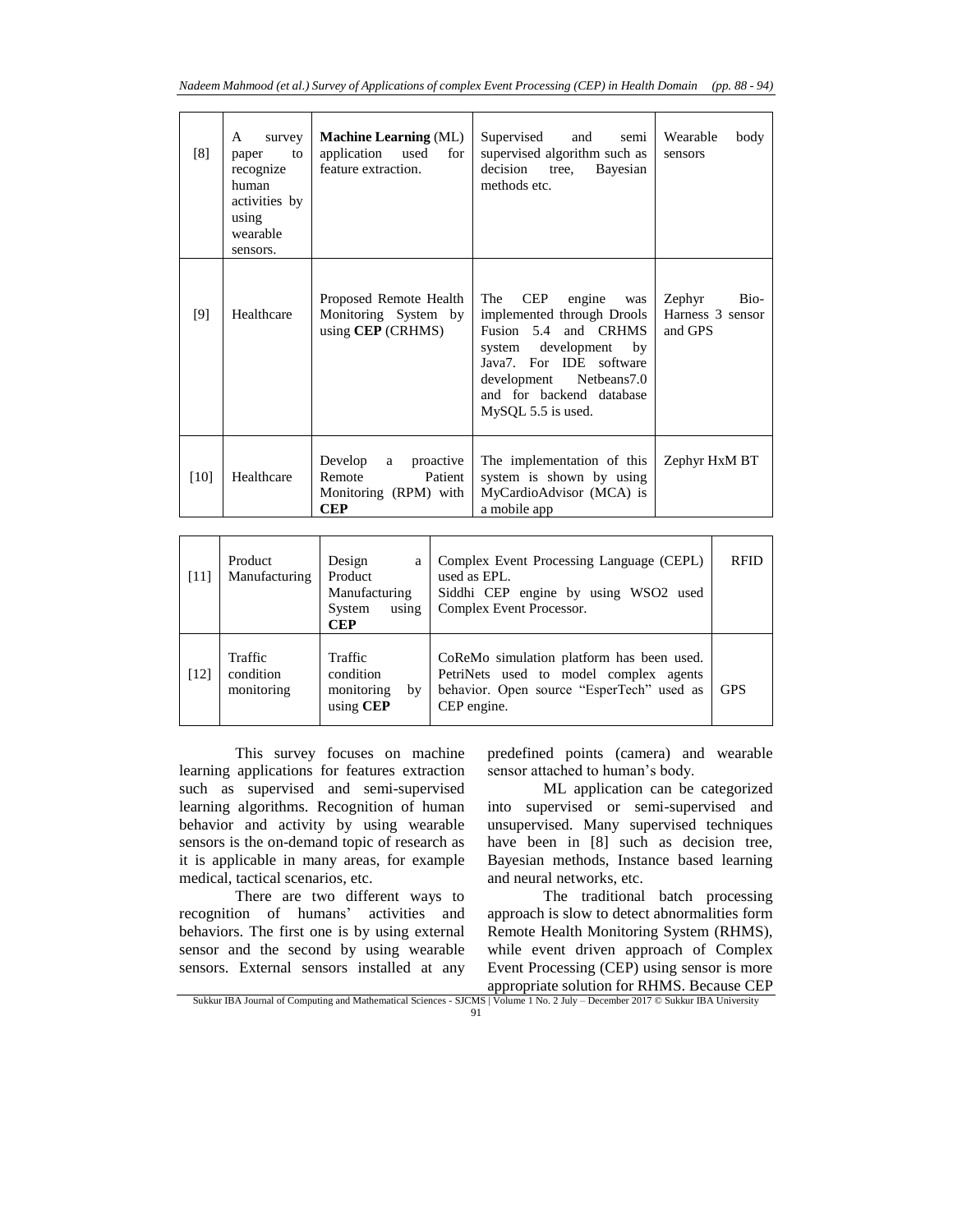| [8] | A survey paper to recognize human activities by using wearable sensors. | **Machine Learning** (ML) application used for feature extraction. | Supervised and semi supervised algorithm such as decision tree, Bayesian methods etc. | Wearable body sensors |
|---|---|---|---|---|
| [9] | Healthcare | Proposed Remote Health Monitoring System by using **CEP** (CRHMS) | The CEP engine was implemented through Drools Fusion 5.4 and CRHMS system development by Java7. For IDE software development Netbeans7.0 and for backend database MySQL 5.5 is used. | Zephyr Bio-Harness 3 sensor and GPS |
| [10] | Healthcare | Develop a proactive Remote Patient Monitoring (RPM) with **CEP** | The implementation of this system is shown by using MyCardioAdvisor (MCA) is a mobile app | Zephyr HxM BT |

| [11] | Product Manufacturing | Design a Product Manufacturing System using **CEP** | Complex Event Processing Language (CEPL) used as EPL. Siddhi CEP engine by using WSO2 used Complex Event Processor. | RFID |
|---|---|---|---|---|
| [12] | Traffic condition monitoring | Traffic condition monitoring by using **CEP** | CoReMo simulation platform has been used. PetriNets used to model complex agents behavior. Open source "EsperTech" used as CEP engine. | GPS |

This survey focuses on machine learning applications for features extraction such as supervised and semi-supervised learning algorithms. Recognition of human behavior and activity by using wearable sensors is the on-demand topic of research as it is applicable in many areas, for example medical, tactical scenarios, etc.

There are two different ways to recognition of humans' activities and behaviors. The first one is by using external sensor and the second by using wearable sensors. External sensors installed at any predefined points (camera) and wearable sensor attached to human's body.

ML application can be categorized into supervised or semi-supervised and unsupervised. Many supervised techniques have been in [8] such as decision tree, Bayesian methods, Instance based learning and neural networks, etc.

The traditional batch processing approach is slow to detect abnormalities form Remote Health Monitoring System (RHMS), while event driven approach of Complex Event Processing (CEP) using sensor is more appropriate solution for RHMS. Because CEP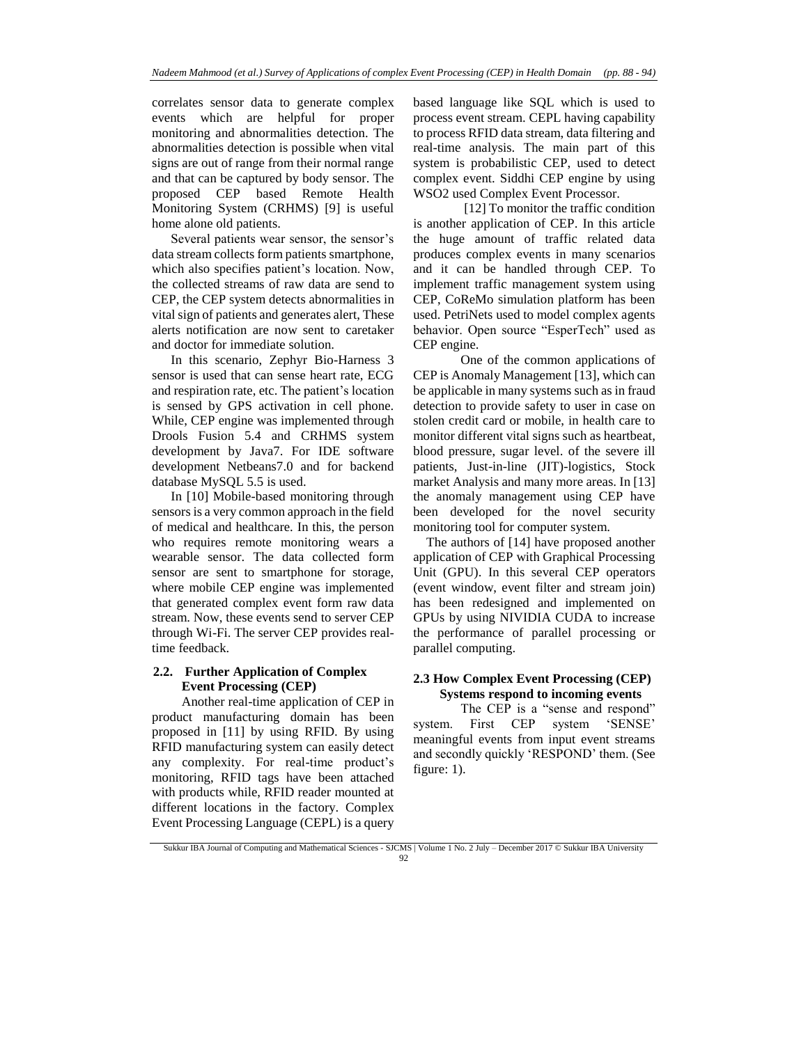correlates sensor data to generate complex events which are helpful for proper monitoring and abnormalities detection. The abnormalities detection is possible when vital signs are out of range from their normal range and that can be captured by body sensor. The proposed CEP based Remote Health Monitoring System (CRHMS) [9] is useful home alone old patients.

Several patients wear sensor, the sensor's data stream collects form patients smartphone, which also specifies patient's location. Now, the collected streams of raw data are send to CEP, the CEP system detects abnormalities in vital sign of patients and generates alert, These alerts notification are now sent to caretaker and doctor for immediate solution.

In this scenario, Zephyr Bio-Harness 3 sensor is used that can sense heart rate, ECG and respiration rate, etc. The patient's location is sensed by GPS activation in cell phone. While, CEP engine was implemented through Drools Fusion 5.4 and CRHMS system development by Java7. For IDE software development Netbeans7.0 and for backend database MySQL 5.5 is used.

In [10] Mobile-based monitoring through sensors is a very common approach in the field of medical and healthcare. In this, the person who requires remote monitoring wears a wearable sensor. The data collected form sensor are sent to smartphone for storage, where mobile CEP engine was implemented that generated complex event form raw data stream. Now, these events send to server CEP through Wi-Fi. The server CEP provides real-time feedback.

## 2.2. Further Application of Complex Event Processing (CEP)

Another real-time application of CEP in product manufacturing domain has been proposed in [11] by using RFID. By using RFID manufacturing system can easily detect any complexity. For real-time product's monitoring, RFID tags have been attached with products while, RFID reader mounted at different locations in the factory. Complex Event Processing Language (CEPL) is a query based language like SQL which is used to process event stream. CEPL having capability to process RFID data stream, data filtering and real-time analysis. The main part of this system is probabilistic CEP, used to detect complex event. Siddhi CEP engine by using WSO2 used Complex Event Processor.

[12] To monitor the traffic condition is another application of CEP. In this article the huge amount of traffic related data produces complex events in many scenarios and it can be handled through CEP. To implement traffic management system using CEP, CoReMo simulation platform has been used. PetriNets used to model complex agents behavior. Open source "EsperTech" used as CEP engine.

One of the common applications of CEP is Anomaly Management [13], which can be applicable in many systems such as in fraud detection to provide safety to user in case on stolen credit card or mobile, in health care to monitor different vital signs such as heartbeat, blood pressure, sugar level. of the severe ill patients, Just-in-line (JIT)-logistics, Stock market Analysis and many more areas. In [13] the anomaly management using CEP have been developed for the novel security monitoring tool for computer system.

The authors of [14] have proposed another application of CEP with Graphical Processing Unit (GPU). In this several CEP operators (event window, event filter and stream join) has been redesigned and implemented on GPUs by using NIVIDIA CUDA to increase the performance of parallel processing or parallel computing.

## 2.3 How Complex Event Processing (CEP) Systems respond to incoming events

The CEP is a "sense and respond" system. First CEP system 'SENSE' meaningful events from input event streams and secondly quickly 'RESPOND' them. (See figure: 1).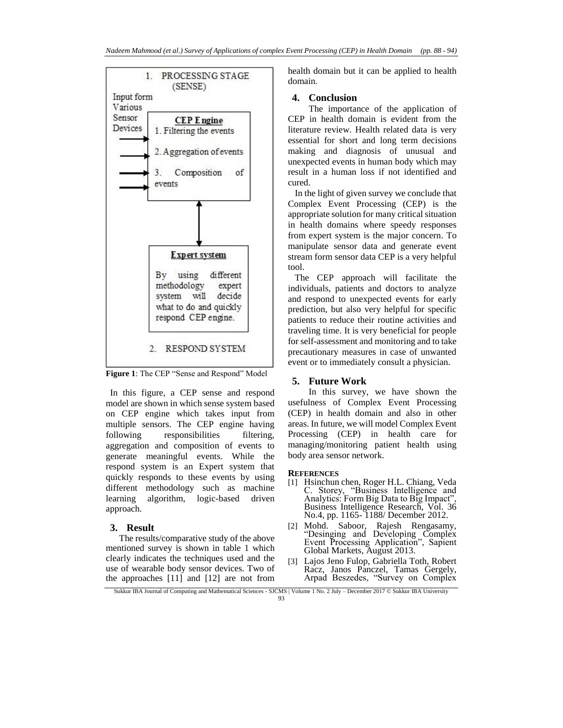1. PROCESSING STAGE (SENSE)

Input form Various Sensor Devices

**CEP Engine**
1. Filtering the events
2. Aggregation of events
3. Composition of events

**Expert system**
By using different methodology expert system will decide what to do and quickly respond CEP engine.

2. RESPOND SYSTEM

**Figure 1**: The CEP "Sense and Respond" Model

In this figure, a CEP sense and respond model are shown in which sense system based on CEP engine which takes input from multiple sensors. The CEP engine having following responsibilities filtering, aggregation and composition of events to generate meaningful events. While the respond system is an Expert system that quickly responds to these events by using different methodology such as machine learning algorithm, logic-based driven approach.

## 3. Result

The results/comparative study of the above mentioned survey is shown in table 1 which clearly indicates the techniques used and the use of wearable body sensor devices. Two of the approaches [11] and [12] are not from health domain but it can be applied to health domain.

## 4. Conclusion

The importance of the application of CEP in health domain is evident from the literature review. Health related data is very essential for short and long term decisions making and diagnosis of unusual and unexpected events in human body which may result in a human loss if not identified and cured.

In the light of given survey we conclude that Complex Event Processing (CEP) is the appropriate solution for many critical situation in health domains where speedy responses from expert system is the major concern. To manipulate sensor data and generate event stream form sensor data CEP is a very helpful tool.

The CEP approach will facilitate the individuals, patients and doctors to analyze and respond to unexpected events for early prediction, but also very helpful for specific patients to reduce their routine activities and traveling time. It is very beneficial for people for self-assessment and monitoring and to take precautionary measures in case of unwanted event or to immediately consult a physician.

## 5. Future Work

In this survey, we have shown the usefulness of Complex Event Processing (CEP) in health domain and also in other areas. In future, we will model Complex Event Processing (CEP) in health care for managing/monitoring patient health using body area sensor network.

## REFERENCES

[1] Hsinchun chen, Roger H.L. Chiang, Veda C. Storey, "Business Intelligence and Analytics: Form Big Data to Big Impact", Business Intelligence Research, Vol. 36 No.4, pp. 1165- 1188/ December 2012.

[2] Mohd. Saboor, Rajesh Rengasamy, "Desinging and Developing Complex Event Processing Application", Sapient Global Markets, August 2013.

[3] Lajos Jeno Fulop, Gabriella Toth, Robert Racz, Janos Panczel, Tamas Gergely, Arpad Beszedes, "Survey on Complex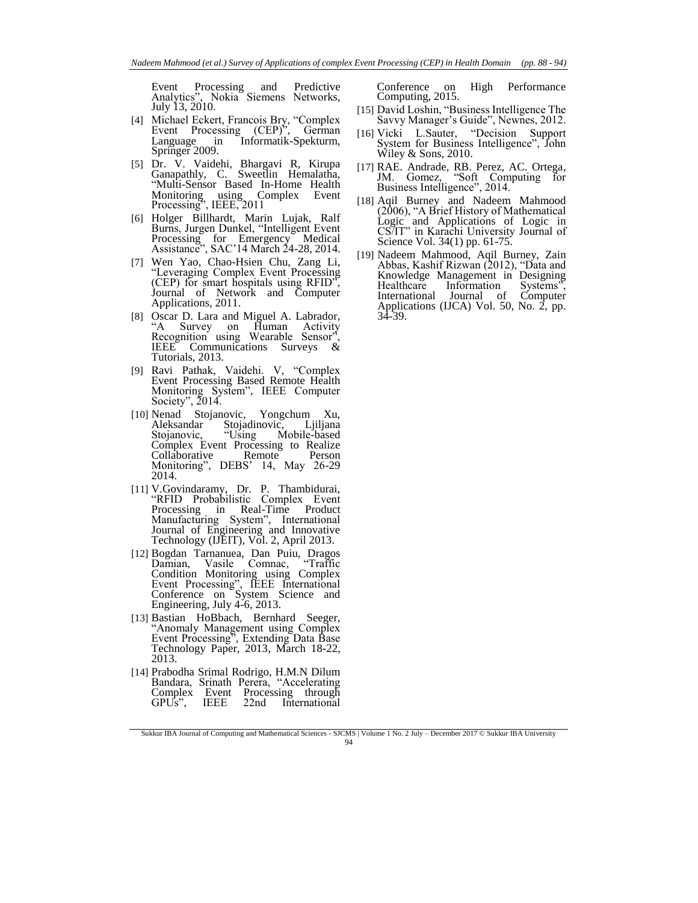Event Processing and Predictive Analytics", Nokia Siemens Networks, July 13, 2010.

[4] Michael Eckert, Francois Bry, "Complex Event Processing (CEP)", German Language in Informatik-Spekturm, Springer 2009.

[5] Dr. V. Vaidehi, Bhargavi R, Kirupa Ganapathly, C. Sweetlin Hemalatha, "Multi-Sensor Based In-Home Health Monitoring using Complex Event Processing", IEEE, 2011

[6] Holger Billhardt, Marin Lujak, Ralf Burns, Jurgen Dunkel, "Intelligent Event Processing for Emergency Medical Assistance", SAC'14 March 24-28, 2014.

[7] Wen Yao, Chao-Hsien Chu, Zang Li, "Leveraging Complex Event Processing (CEP) for smart hospitals using RFID", Journal of Network and Computer Applications, 2011.

[8] Oscar D. Lara and Miguel A. Labrador, "A Survey on Human Activity Recognition using Wearable Sensor", IEEE Communications Surveys & Tutorials, 2013.

[9] Ravi Pathak, Vaidehi. V, "Complex Event Processing Based Remote Health Monitoring System", IEEE Computer Society", 2014.

[10] Nenad Stojanovic, Yongchum Xu, Aleksandar Stojadinovic, Ljiljana Stojanovic, "Using Mobile-based Complex Event Processing to Realize Collaborative Remote Person Monitoring", DEBS' 14, May 26-29 2014.

[11] V.Govindaramy, Dr. P. Thambidurai, "RFID Probabilistic Complex Event Processing in Real-Time Product Manufacturing System", International Journal of Engineering and Innovative Technology (IJEIT), Vol. 2, April 2013.

[12] Bogdan Tarnanuea, Dan Puiu, Dragos Damian, Vasile Comnac, "Traffic Condition Monitoring using Complex Event Processing", IEEE International Conference on System Science and Engineering, July 4-6, 2013.

[13] Bastian HoBbach, Bernhard Seeger, "Anomaly Management using Complex Event Processing", Extending Data Base Technology Paper, 2013, March 18-22, 2013.

[14] Prabodha Srimal Rodrigo, H.M.N Dilum Bandara, Srinath Perera, "Accelerating Complex Event Processing through GPUs", IEEE 22nd International Conference on High Performance Computing, 2015.

[15] David Loshin, "Business Intelligence The Savvy Manager's Guide", Newnes, 2012.

[16] Vicki L.Sauter, "Decision Support System for Business Intelligence", John Wiley & Sons, 2010.

[17] RAE. Andrade, RB. Perez, AC. Ortega, JM. Gomez, "Soft Computing for Business Intelligence", 2014.

[18] Aqil Burney and Nadeem Mahmood (2006), "A Brief History of Mathematical Logic and Applications of Logic in CS/IT" in Karachi University Journal of Science Vol. 34(1) pp. 61-75.

[19] Nadeem Mahmood, Aqil Burney, Zain Abbas, Kashif Rizwan (2012), "Data and Knowledge Management in Designing Healthcare Information Systems", International Journal of Computer Applications (IJCA) Vol. 50, No. 2, pp. 34-39.